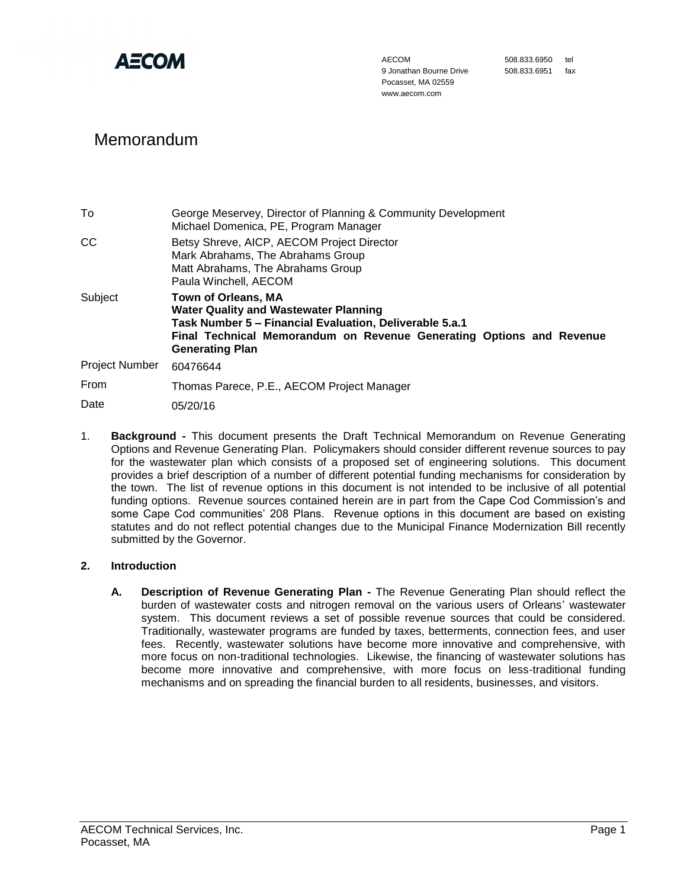AECOM

AECOM
9 Jonathan Bourne Drive
Pocasset, MA 02559
www.aecom.com

508.833.6950 tel
508.833.6951 fax

# Memorandum

| | |
|---|---|
| To | George Meservey, Director of Planning & Community Development<br>Michael Domenica, PE, Program Manager |
| CC | Betsy Shreve, AICP, AECOM Project Director<br>Mark Abrahams, The Abrahams Group<br>Matt Abrahams, The Abrahams Group<br>Paula Winchell, AECOM |
| Subject | **Town of Orleans, MA**<br>**Water Quality and Wastewater Planning**<br>**Task Number 5 – Financial Evaluation, Deliverable 5.a.1**<br>**Final Technical Memorandum on Revenue Generating Options and Revenue Generating Plan** |
| Project Number | 60476644 |
| From | Thomas Parece, P.E., AECOM Project Manager |
| Date | 05/20/16 |

1. **Background -** This document presents the Draft Technical Memorandum on Revenue Generating Options and Revenue Generating Plan. Policymakers should consider different revenue sources to pay for the wastewater plan which consists of a proposed set of engineering solutions. This document provides a brief description of a number of different potential funding mechanisms for consideration by the town. The list of revenue options in this document is not intended to be inclusive of all potential funding options. Revenue sources contained herein are in part from the Cape Cod Commission's and some Cape Cod communities' 208 Plans. Revenue options in this document are based on existing statutes and do not reflect potential changes due to the Municipal Finance Modernization Bill recently submitted by the Governor.

## 2. Introduction

**A. Description of Revenue Generating Plan -** The Revenue Generating Plan should reflect the burden of wastewater costs and nitrogen removal on the various users of Orleans' wastewater system. This document reviews a set of possible revenue sources that could be considered. Traditionally, wastewater programs are funded by taxes, betterments, connection fees, and user fees. Recently, wastewater solutions have become more innovative and comprehensive, with more focus on non-traditional technologies. Likewise, the financing of wastewater solutions has become more innovative and comprehensive, with more focus on less-traditional funding mechanisms and on spreading the financial burden to all residents, businesses, and visitors.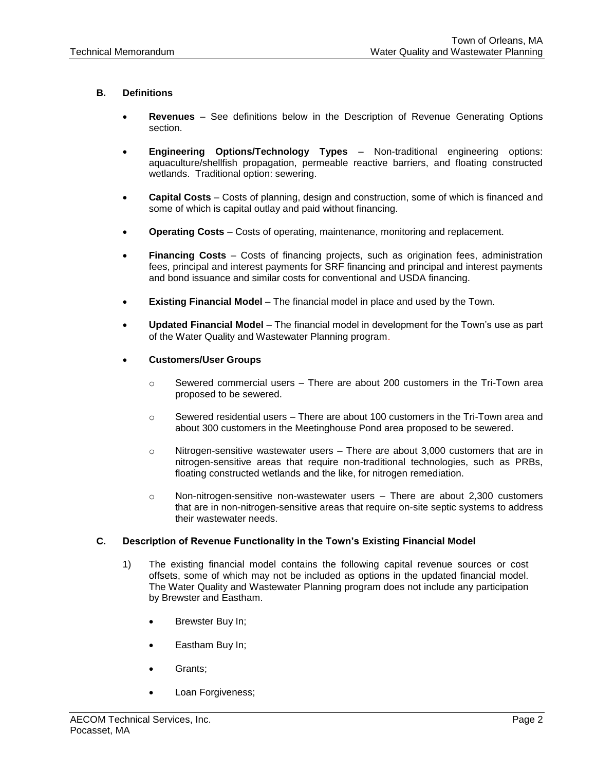### B. Definitions

- **Revenues** – See definitions below in the Description of Revenue Generating Options section.
- **Engineering Options/Technology Types** – Non-traditional engineering options: aquaculture/shellfish propagation, permeable reactive barriers, and floating constructed wetlands. Traditional option: sewering.
- **Capital Costs** – Costs of planning, design and construction, some of which is financed and some of which is capital outlay and paid without financing.
- **Operating Costs** – Costs of operating, maintenance, monitoring and replacement.
- **Financing Costs** – Costs of financing projects, such as origination fees, administration fees, principal and interest payments for SRF financing and principal and interest payments and bond issuance and similar costs for conventional and USDA financing.
- **Existing Financial Model** – The financial model in place and used by the Town.
- **Updated Financial Model** – The financial model in development for the Town's use as part of the Water Quality and Wastewater Planning program.
- **Customers/User Groups**
  - Sewered commercial users – There are about 200 customers in the Tri-Town area proposed to be sewered.
  - Sewered residential users – There are about 100 customers in the Tri-Town area and about 300 customers in the Meetinghouse Pond area proposed to be sewered.
  - Nitrogen-sensitive wastewater users – There are about 3,000 customers that are in nitrogen-sensitive areas that require non-traditional technologies, such as PRBs, floating constructed wetlands and the like, for nitrogen remediation.
  - Non-nitrogen-sensitive non-wastewater users – There are about 2,300 customers that are in non-nitrogen-sensitive areas that require on-site septic systems to address their wastewater needs.

### C. Description of Revenue Functionality in the Town's Existing Financial Model

1) The existing financial model contains the following capital revenue sources or cost offsets, some of which may not be included as options in the updated financial model. The Water Quality and Wastewater Planning program does not include any participation by Brewster and Eastham.

   - Brewster Buy In;
   - Eastham Buy In;
   - Grants;
   - Loan Forgiveness;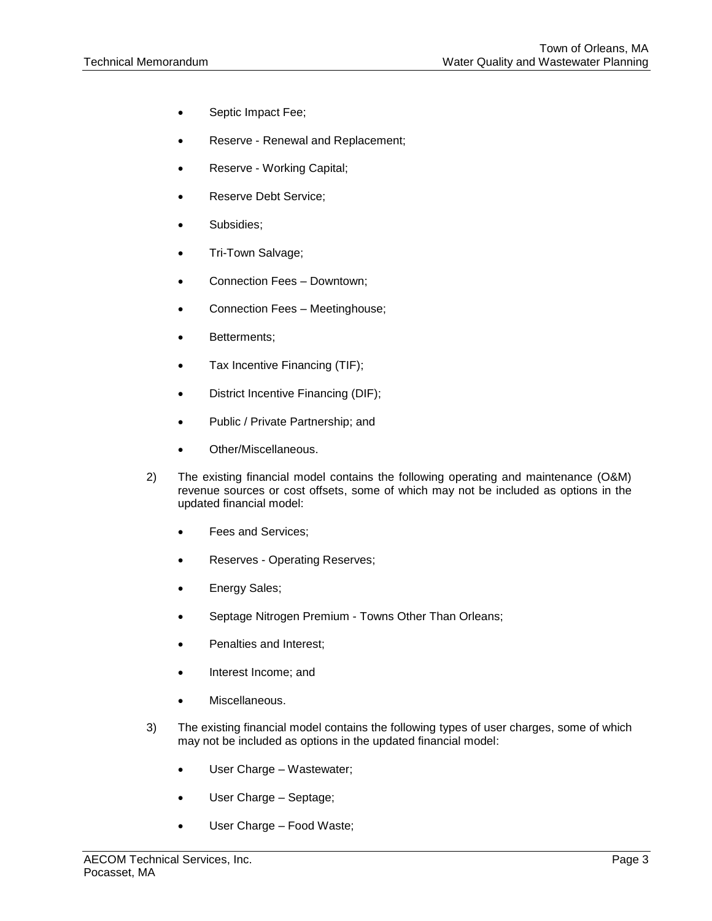- Septic Impact Fee;
- Reserve - Renewal and Replacement;
- Reserve - Working Capital;
- Reserve Debt Service;
- Subsidies;
- Tri-Town Salvage;
- Connection Fees – Downtown;
- Connection Fees – Meetinghouse;
- Betterments;
- Tax Incentive Financing (TIF);
- District Incentive Financing (DIF);
- Public / Private Partnership; and
- Other/Miscellaneous.

2) The existing financial model contains the following operating and maintenance (O&M) revenue sources or cost offsets, some of which may not be included as options in the updated financial model:

   - Fees and Services;
   - Reserves - Operating Reserves;
   - Energy Sales;
   - Septage Nitrogen Premium - Towns Other Than Orleans;
   - Penalties and Interest;
   - Interest Income; and
   - Miscellaneous.

3) The existing financial model contains the following types of user charges, some of which may not be included as options in the updated financial model:

   - User Charge – Wastewater;
   - User Charge – Septage;
   - User Charge – Food Waste;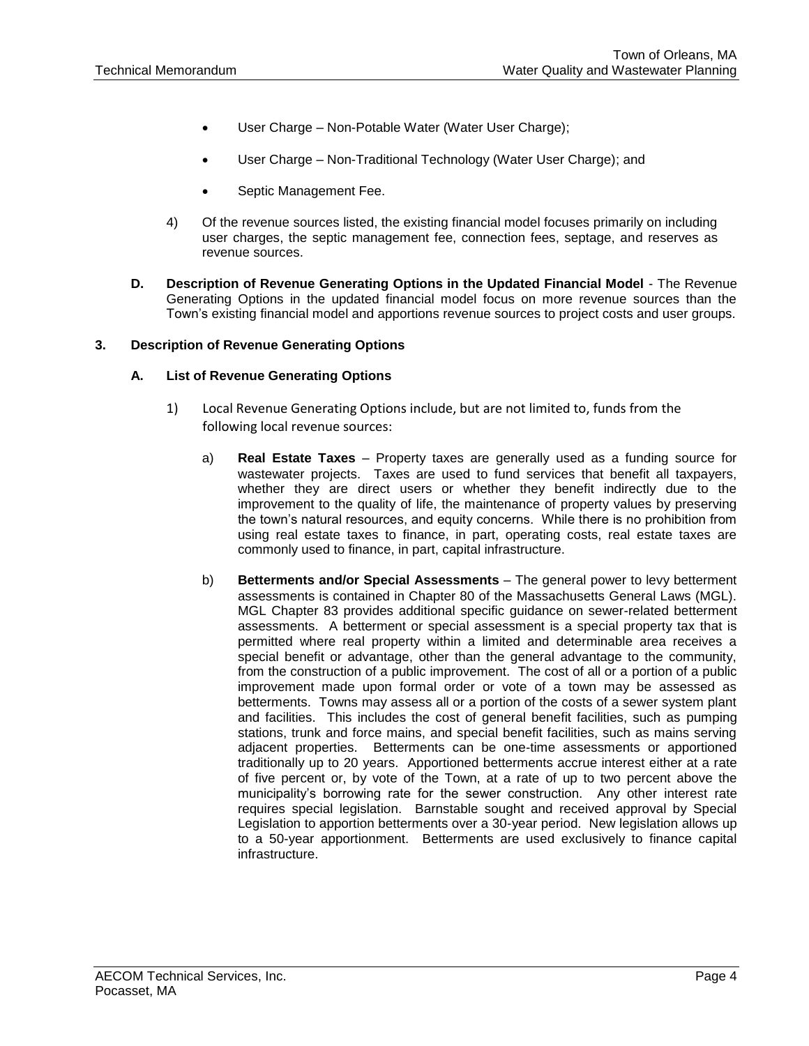- User Charge – Non-Potable Water (Water User Charge);
- User Charge – Non-Traditional Technology (Water User Charge); and
- Septic Management Fee.

4) Of the revenue sources listed, the existing financial model focuses primarily on including user charges, the septic management fee, connection fees, septage, and reserves as revenue sources.

**D. Description of Revenue Generating Options in the Updated Financial Model** - The Revenue Generating Options in the updated financial model focus on more revenue sources than the Town's existing financial model and apportions revenue sources to project costs and user groups.

### 3. Description of Revenue Generating Options

#### A. List of Revenue Generating Options

1) Local Revenue Generating Options include, but are not limited to, funds from the following local revenue sources:

   a) **Real Estate Taxes** – Property taxes are generally used as a funding source for wastewater projects. Taxes are used to fund services that benefit all taxpayers, whether they are direct users or whether they benefit indirectly due to the improvement to the quality of life, the maintenance of property values by preserving the town's natural resources, and equity concerns. While there is no prohibition from using real estate taxes to finance, in part, operating costs, real estate taxes are commonly used to finance, in part, capital infrastructure.

   b) **Betterments and/or Special Assessments** – The general power to levy betterment assessments is contained in Chapter 80 of the Massachusetts General Laws (MGL). MGL Chapter 83 provides additional specific guidance on sewer-related betterment assessments. A betterment or special assessment is a special property tax that is permitted where real property within a limited and determinable area receives a special benefit or advantage, other than the general advantage to the community, from the construction of a public improvement. The cost of all or a portion of a public improvement made upon formal order or vote of a town may be assessed as betterments. Towns may assess all or a portion of the costs of a sewer system plant and facilities. This includes the cost of general benefit facilities, such as pumping stations, trunk and force mains, and special benefit facilities, such as mains serving adjacent properties. Betterments can be one-time assessments or apportioned traditionally up to 20 years. Apportioned betterments accrue interest either at a rate of five percent or, by vote of the Town, at a rate of up to two percent above the municipality's borrowing rate for the sewer construction. Any other interest rate requires special legislation. Barnstable sought and received approval by Special Legislation to apportion betterments over a 30-year period. New legislation allows up to a 50-year apportionment. Betterments are used exclusively to finance capital infrastructure.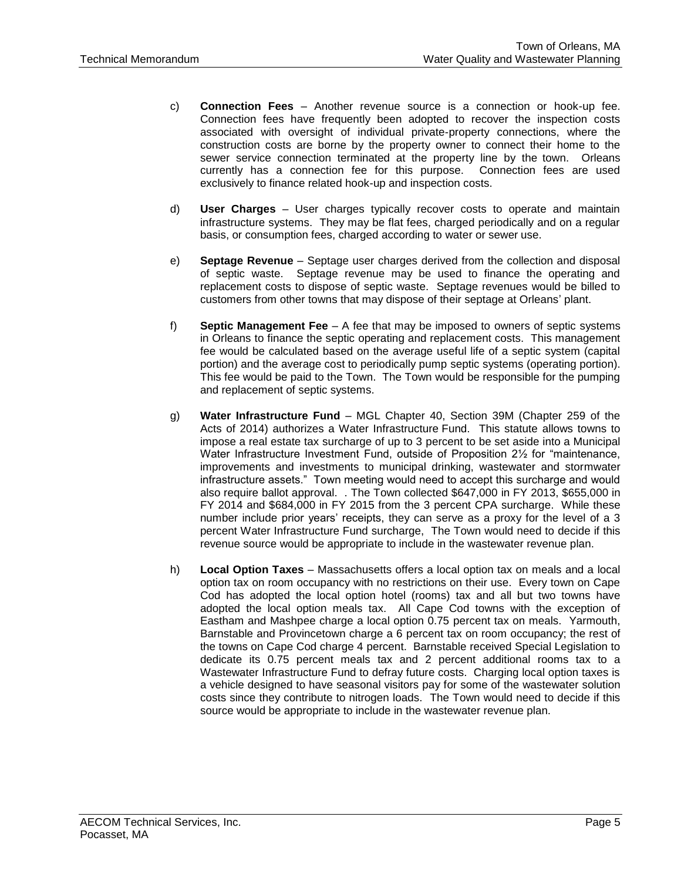c) **Connection Fees** – Another revenue source is a connection or hook-up fee. Connection fees have frequently been adopted to recover the inspection costs associated with oversight of individual private-property connections, where the construction costs are borne by the property owner to connect their home to the sewer service connection terminated at the property line by the town. Orleans currently has a connection fee for this purpose. Connection fees are used exclusively to finance related hook-up and inspection costs.

d) **User Charges** – User charges typically recover costs to operate and maintain infrastructure systems. They may be flat fees, charged periodically and on a regular basis, or consumption fees, charged according to water or sewer use.

e) **Septage Revenue** – Septage user charges derived from the collection and disposal of septic waste. Septage revenue may be used to finance the operating and replacement costs to dispose of septic waste. Septage revenues would be billed to customers from other towns that may dispose of their septage at Orleans' plant.

f) **Septic Management Fee** – A fee that may be imposed to owners of septic systems in Orleans to finance the septic operating and replacement costs. This management fee would be calculated based on the average useful life of a septic system (capital portion) and the average cost to periodically pump septic systems (operating portion). This fee would be paid to the Town. The Town would be responsible for the pumping and replacement of septic systems.

g) **Water Infrastructure Fund** – MGL Chapter 40, Section 39M (Chapter 259 of the Acts of 2014) authorizes a Water Infrastructure Fund. This statute allows towns to impose a real estate tax surcharge of up to 3 percent to be set aside into a Municipal Water Infrastructure Investment Fund, outside of Proposition 2½ for "maintenance, improvements and investments to municipal drinking, wastewater and stormwater infrastructure assets." Town meeting would need to accept this surcharge and would also require ballot approval. . The Town collected $647,000 in FY 2013, $655,000 in FY 2014 and $684,000 in FY 2015 from the 3 percent CPA surcharge. While these number include prior years' receipts, they can serve as a proxy for the level of a 3 percent Water Infrastructure Fund surcharge, The Town would need to decide if this revenue source would be appropriate to include in the wastewater revenue plan.

h) **Local Option Taxes** – Massachusetts offers a local option tax on meals and a local option tax on room occupancy with no restrictions on their use. Every town on Cape Cod has adopted the local option hotel (rooms) tax and all but two towns have adopted the local option meals tax. All Cape Cod towns with the exception of Eastham and Mashpee charge a local option 0.75 percent tax on meals. Yarmouth, Barnstable and Provincetown charge a 6 percent tax on room occupancy; the rest of the towns on Cape Cod charge 4 percent. Barnstable received Special Legislation to dedicate its 0.75 percent meals tax and 2 percent additional rooms tax to a Wastewater Infrastructure Fund to defray future costs. Charging local option taxes is a vehicle designed to have seasonal visitors pay for some of the wastewater solution costs since they contribute to nitrogen loads. The Town would need to decide if this source would be appropriate to include in the wastewater revenue plan.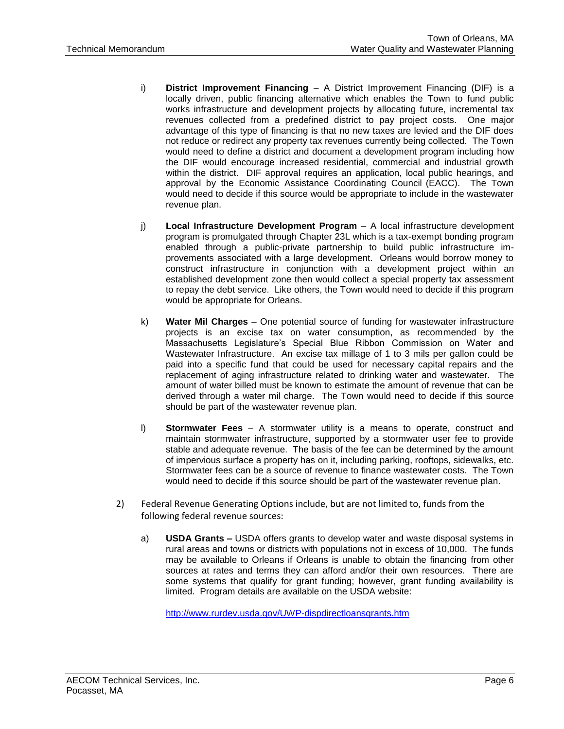i) **District Improvement Financing** – A District Improvement Financing (DIF) is a locally driven, public financing alternative which enables the Town to fund public works infrastructure and development projects by allocating future, incremental tax revenues collected from a predefined district to pay project costs. One major advantage of this type of financing is that no new taxes are levied and the DIF does not reduce or redirect any property tax revenues currently being collected. The Town would need to define a district and document a development program including how the DIF would encourage increased residential, commercial and industrial growth within the district. DIF approval requires an application, local public hearings, and approval by the Economic Assistance Coordinating Council (EACC). The Town would need to decide if this source would be appropriate to include in the wastewater revenue plan.

j) **Local Infrastructure Development Program** – A local infrastructure development program is promulgated through Chapter 23L which is a tax-exempt bonding program enabled through a public-private partnership to build public infrastructure improvements associated with a large development. Orleans would borrow money to construct infrastructure in conjunction with a development project within an established development zone then would collect a special property tax assessment to repay the debt service. Like others, the Town would need to decide if this program would be appropriate for Orleans.

k) **Water Mil Charges** – One potential source of funding for wastewater infrastructure projects is an excise tax on water consumption, as recommended by the Massachusetts Legislature's Special Blue Ribbon Commission on Water and Wastewater Infrastructure. An excise tax millage of 1 to 3 mils per gallon could be paid into a specific fund that could be used for necessary capital repairs and the replacement of aging infrastructure related to drinking water and wastewater. The amount of water billed must be known to estimate the amount of revenue that can be derived through a water mil charge. The Town would need to decide if this source should be part of the wastewater revenue plan.

l) **Stormwater Fees** – A stormwater utility is a means to operate, construct and maintain stormwater infrastructure, supported by a stormwater user fee to provide stable and adequate revenue. The basis of the fee can be determined by the amount of impervious surface a property has on it, including parking, rooftops, sidewalks, etc. Stormwater fees can be a source of revenue to finance wastewater costs. The Town would need to decide if this source should be part of the wastewater revenue plan.

2) Federal Revenue Generating Options include, but are not limited to, funds from the following federal revenue sources:

a) **USDA Grants –** USDA offers grants to develop water and waste disposal systems in rural areas and towns or districts with populations not in excess of 10,000. The funds may be available to Orleans if Orleans is unable to obtain the financing from other sources at rates and terms they can afford and/or their own resources. There are some systems that qualify for grant funding; however, grant funding availability is limited. Program details are available on the USDA website:

http://www.rurdev.usda.gov/UWP-dispdirectloansgrants.htm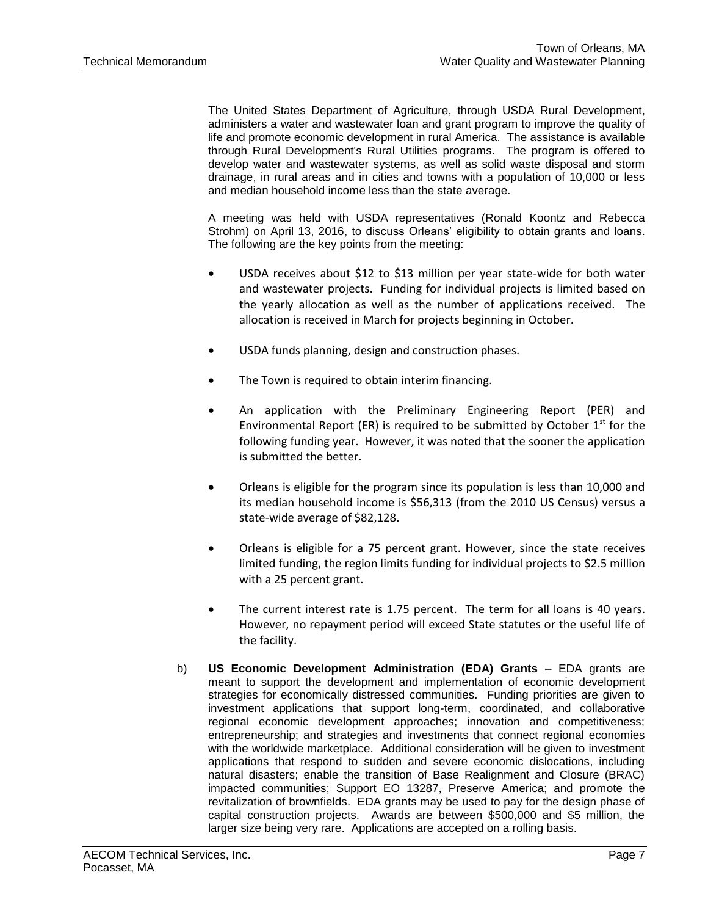The United States Department of Agriculture, through USDA Rural Development, administers a water and wastewater loan and grant program to improve the quality of life and promote economic development in rural America. The assistance is available through Rural Development's Rural Utilities programs. The program is offered to develop water and wastewater systems, as well as solid waste disposal and storm drainage, in rural areas and in cities and towns with a population of 10,000 or less and median household income less than the state average.

A meeting was held with USDA representatives (Ronald Koontz and Rebecca Strohm) on April 13, 2016, to discuss Orleans' eligibility to obtain grants and loans. The following are the key points from the meeting:

- USDA receives about $12 to $13 million per year state-wide for both water and wastewater projects. Funding for individual projects is limited based on the yearly allocation as well as the number of applications received. The allocation is received in March for projects beginning in October.
- USDA funds planning, design and construction phases.
- The Town is required to obtain interim financing.
- An application with the Preliminary Engineering Report (PER) and Environmental Report (ER) is required to be submitted by October 1st for the following funding year. However, it was noted that the sooner the application is submitted the better.
- Orleans is eligible for the program since its population is less than 10,000 and its median household income is $56,313 (from the 2010 US Census) versus a state-wide average of $82,128.
- Orleans is eligible for a 75 percent grant. However, since the state receives limited funding, the region limits funding for individual projects to $2.5 million with a 25 percent grant.
- The current interest rate is 1.75 percent. The term for all loans is 40 years. However, no repayment period will exceed State statutes or the useful life of the facility.

b) **US Economic Development Administration (EDA) Grants** – EDA grants are meant to support the development and implementation of economic development strategies for economically distressed communities. Funding priorities are given to investment applications that support long-term, coordinated, and collaborative regional economic development approaches; innovation and competitiveness; entrepreneurship; and strategies and investments that connect regional economies with the worldwide marketplace. Additional consideration will be given to investment applications that respond to sudden and severe economic dislocations, including natural disasters; enable the transition of Base Realignment and Closure (BRAC) impacted communities; Support EO 13287, Preserve America; and promote the revitalization of brownfields. EDA grants may be used to pay for the design phase of capital construction projects. Awards are between $500,000 and $5 million, the larger size being very rare. Applications are accepted on a rolling basis.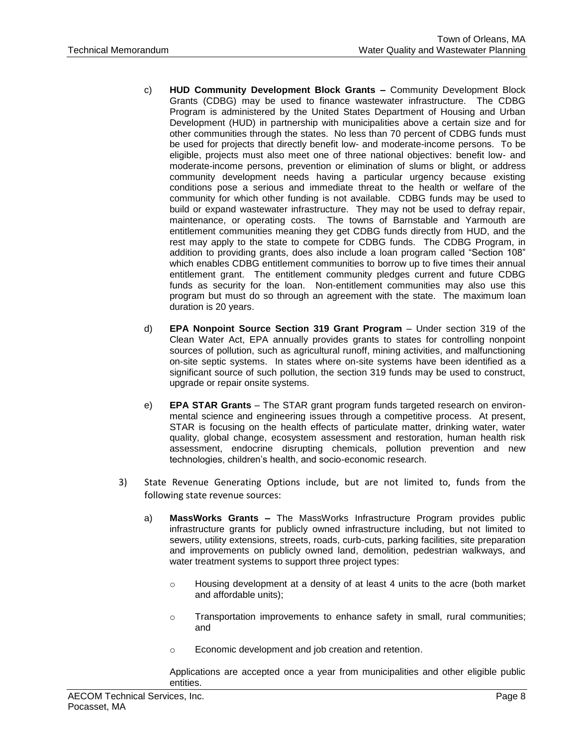c) **HUD Community Development Block Grants –** Community Development Block Grants (CDBG) may be used to finance wastewater infrastructure. The CDBG Program is administered by the United States Department of Housing and Urban Development (HUD) in partnership with municipalities above a certain size and for other communities through the states. No less than 70 percent of CDBG funds must be used for projects that directly benefit low- and moderate-income persons. To be eligible, projects must also meet one of three national objectives: benefit low- and moderate-income persons, prevention or elimination of slums or blight, or address community development needs having a particular urgency because existing conditions pose a serious and immediate threat to the health or welfare of the community for which other funding is not available. CDBG funds may be used to build or expand wastewater infrastructure. They may not be used to defray repair, maintenance, or operating costs. The towns of Barnstable and Yarmouth are entitlement communities meaning they get CDBG funds directly from HUD, and the rest may apply to the state to compete for CDBG funds. The CDBG Program, in addition to providing grants, does also include a loan program called "Section 108" which enables CDBG entitlement communities to borrow up to five times their annual entitlement grant. The entitlement community pledges current and future CDBG funds as security for the loan. Non-entitlement communities may also use this program but must do so through an agreement with the state. The maximum loan duration is 20 years.

d) **EPA Nonpoint Source Section 319 Grant Program** – Under section 319 of the Clean Water Act, EPA annually provides grants to states for controlling nonpoint sources of pollution, such as agricultural runoff, mining activities, and malfunctioning on-site septic systems. In states where on-site systems have been identified as a significant source of such pollution, the section 319 funds may be used to construct, upgrade or repair onsite systems.

e) **EPA STAR Grants** – The STAR grant program funds targeted research on environmental science and engineering issues through a competitive process. At present, STAR is focusing on the health effects of particulate matter, drinking water, water quality, global change, ecosystem assessment and restoration, human health risk assessment, endocrine disrupting chemicals, pollution prevention and new technologies, children's health, and socio-economic research.

3) State Revenue Generating Options include, but are not limited to, funds from the following state revenue sources:

a) **MassWorks Grants –** The MassWorks Infrastructure Program provides public infrastructure grants for publicly owned infrastructure including, but not limited to sewers, utility extensions, streets, roads, curb-cuts, parking facilities, site preparation and improvements on publicly owned land, demolition, pedestrian walkways, and water treatment systems to support three project types:

- Housing development at a density of at least 4 units to the acre (both market and affordable units);
- Transportation improvements to enhance safety in small, rural communities; and
- Economic development and job creation and retention.

Applications are accepted once a year from municipalities and other eligible public entities.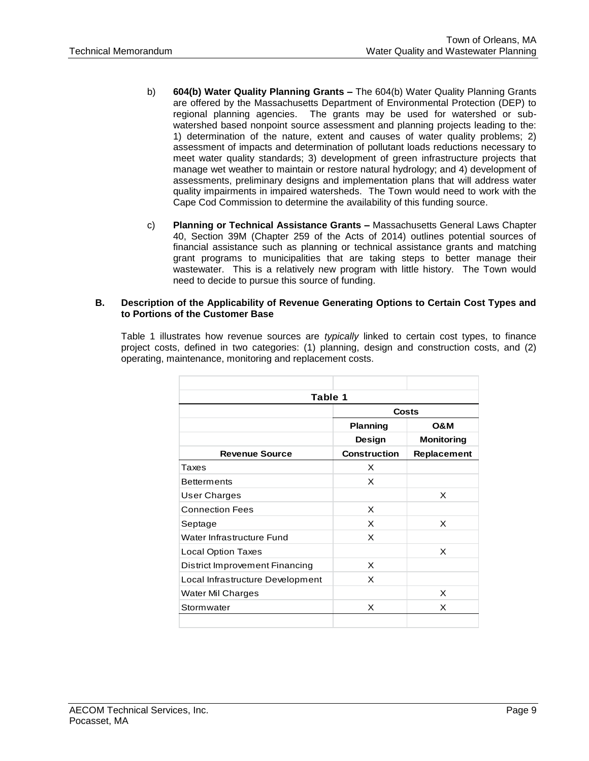b) **604(b) Water Quality Planning Grants –** The 604(b) Water Quality Planning Grants are offered by the Massachusetts Department of Environmental Protection (DEP) to regional planning agencies. The grants may be used for watershed or sub-watershed based nonpoint source assessment and planning projects leading to the: 1) determination of the nature, extent and causes of water quality problems; 2) assessment of impacts and determination of pollutant loads reductions necessary to meet water quality standards; 3) development of green infrastructure projects that manage wet weather to maintain or restore natural hydrology; and 4) development of assessments, preliminary designs and implementation plans that will address water quality impairments in impaired watersheds. The Town would need to work with the Cape Cod Commission to determine the availability of this funding source.

c) **Planning or Technical Assistance Grants –** Massachusetts General Laws Chapter 40, Section 39M (Chapter 259 of the Acts of 2014) outlines potential sources of financial assistance such as planning or technical assistance grants and matching grant programs to municipalities that are taking steps to better manage their wastewater. This is a relatively new program with little history. The Town would need to decide to pursue this source of funding.

### B. Description of the Applicability of Revenue Generating Options to Certain Cost Types and to Portions of the Customer Base

Table 1 illustrates how revenue sources are *typically* linked to certain cost types, to finance project costs, defined in two categories: (1) planning, design and construction costs, and (2) operating, maintenance, monitoring and replacement costs.

**Table 1**

| | Costs | |
|---|---|---|
| **Revenue Source** | **Planning Design Construction** | **O&M Monitoring Replacement** |
| Taxes | X | |
| Betterments | X | |
| User Charges | | X |
| Connection Fees | X | |
| Septage | X | X |
| Water Infrastructure Fund | X | |
| Local Option Taxes | | X |
| District Improvement Financing | X | |
| Local Infrastructure Development | X | |
| Water Mil Charges | | X |
| Stormwater | X | X |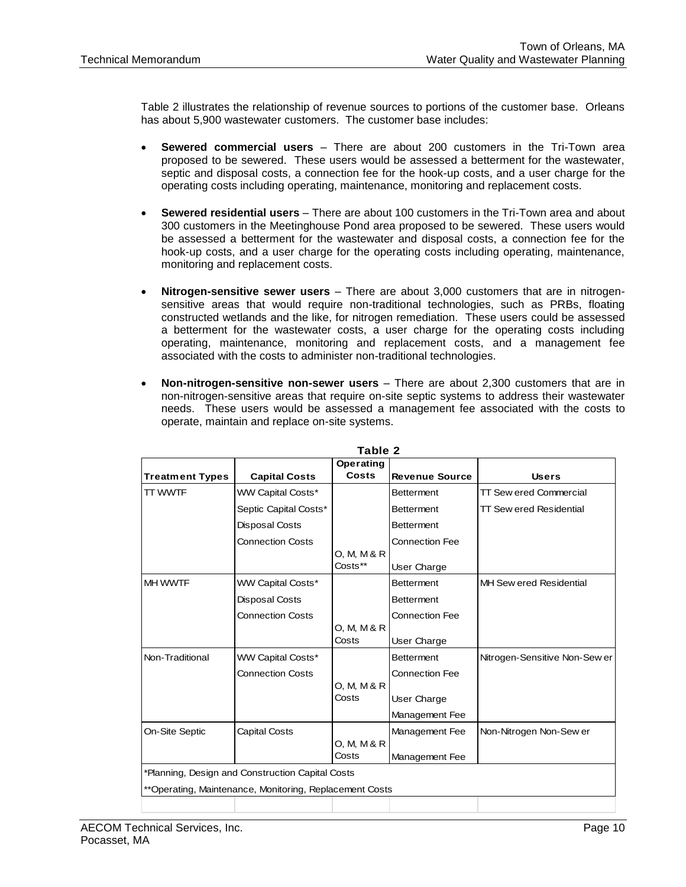Table 2 illustrates the relationship of revenue sources to portions of the customer base. Orleans has about 5,900 wastewater customers. The customer base includes:

- **Sewered commercial users** – There are about 200 customers in the Tri-Town area proposed to be sewered. These users would be assessed a betterment for the wastewater, septic and disposal costs, a connection fee for the hook-up costs, and a user charge for the operating costs including operating, maintenance, monitoring and replacement costs.

- **Sewered residential users** – There are about 100 customers in the Tri-Town area and about 300 customers in the Meetinghouse Pond area proposed to be sewered. These users would be assessed a betterment for the wastewater and disposal costs, a connection fee for the hook-up costs, and a user charge for the operating costs including operating, maintenance, monitoring and replacement costs.

- **Nitrogen-sensitive sewer users** – There are about 3,000 customers that are in nitrogen-sensitive areas that would require non-traditional technologies, such as PRBs, floating constructed wetlands and the like, for nitrogen remediation. These users could be assessed a betterment for the wastewater costs, a user charge for the operating costs including operating, maintenance, monitoring and replacement costs, and a management fee associated with the costs to administer non-traditional technologies.

- **Non-nitrogen-sensitive non-sewer users** – There are about 2,300 customers that are in non-nitrogen-sensitive areas that require on-site septic systems to address their wastewater needs. These users would be assessed a management fee associated with the costs to operate, maintain and replace on-site systems.

**Table 2**

| Treatment Types | Capital Costs | Operating Costs | Revenue Source | Users |
|---|---|---|---|---|
| TT WWTF | WW Capital Costs* | | Betterment | TT Sewered Commercial |
| | Septic Capital Costs* | | Betterment | TT Sewered Residential |
| | Disposal Costs | | Betterment | |
| | Connection Costs | | Connection Fee | |
| | | O, M, M & R Costs** | User Charge | |
| MH WWTF | WW Capital Costs* | | Betterment | MH Sewered Residential |
| | Disposal Costs | | Betterment | |
| | Connection Costs | | Connection Fee | |
| | | O, M, M & R Costs | User Charge | |
| Non-Traditional | WW Capital Costs* | | Betterment | Nitrogen-Sensitive Non-Sewer |
| | Connection Costs | | Connection Fee | |
| | | O, M, M & R Costs | User Charge | |
| | | | Management Fee | |
| On-Site Septic | Capital Costs | | Management Fee | Non-Nitrogen Non-Sewer |
| | | O, M, M & R Costs | Management Fee | |

*Planning, Design and Construction Capital Costs

**Operating, Maintenance, Monitoring, Replacement Costs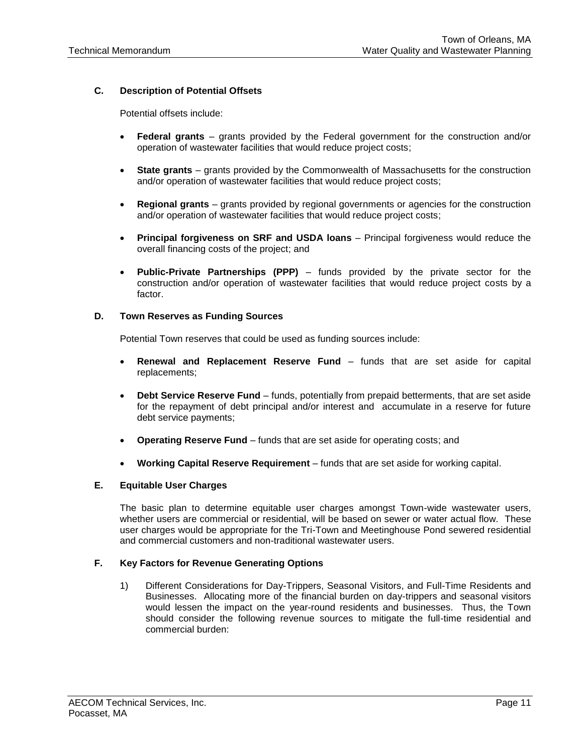### C. Description of Potential Offsets

Potential offsets include:

- **Federal grants** – grants provided by the Federal government for the construction and/or operation of wastewater facilities that would reduce project costs;
- **State grants** – grants provided by the Commonwealth of Massachusetts for the construction and/or operation of wastewater facilities that would reduce project costs;
- **Regional grants** – grants provided by regional governments or agencies for the construction and/or operation of wastewater facilities that would reduce project costs;
- **Principal forgiveness on SRF and USDA loans** – Principal forgiveness would reduce the overall financing costs of the project; and
- **Public-Private Partnerships (PPP)** – funds provided by the private sector for the construction and/or operation of wastewater facilities that would reduce project costs by a factor.

### D. Town Reserves as Funding Sources

Potential Town reserves that could be used as funding sources include:

- **Renewal and Replacement Reserve Fund** – funds that are set aside for capital replacements;
- **Debt Service Reserve Fund** – funds, potentially from prepaid betterments, that are set aside for the repayment of debt principal and/or interest and accumulate in a reserve for future debt service payments;
- **Operating Reserve Fund** – funds that are set aside for operating costs; and
- **Working Capital Reserve Requirement** – funds that are set aside for working capital.

### E. Equitable User Charges

The basic plan to determine equitable user charges amongst Town-wide wastewater users, whether users are commercial or residential, will be based on sewer or water actual flow. These user charges would be appropriate for the Tri-Town and Meetinghouse Pond sewered residential and commercial customers and non-traditional wastewater users.

### F. Key Factors for Revenue Generating Options

1) Different Considerations for Day-Trippers, Seasonal Visitors, and Full-Time Residents and Businesses. Allocating more of the financial burden on day-trippers and seasonal visitors would lessen the impact on the year-round residents and businesses. Thus, the Town should consider the following revenue sources to mitigate the full-time residential and commercial burden: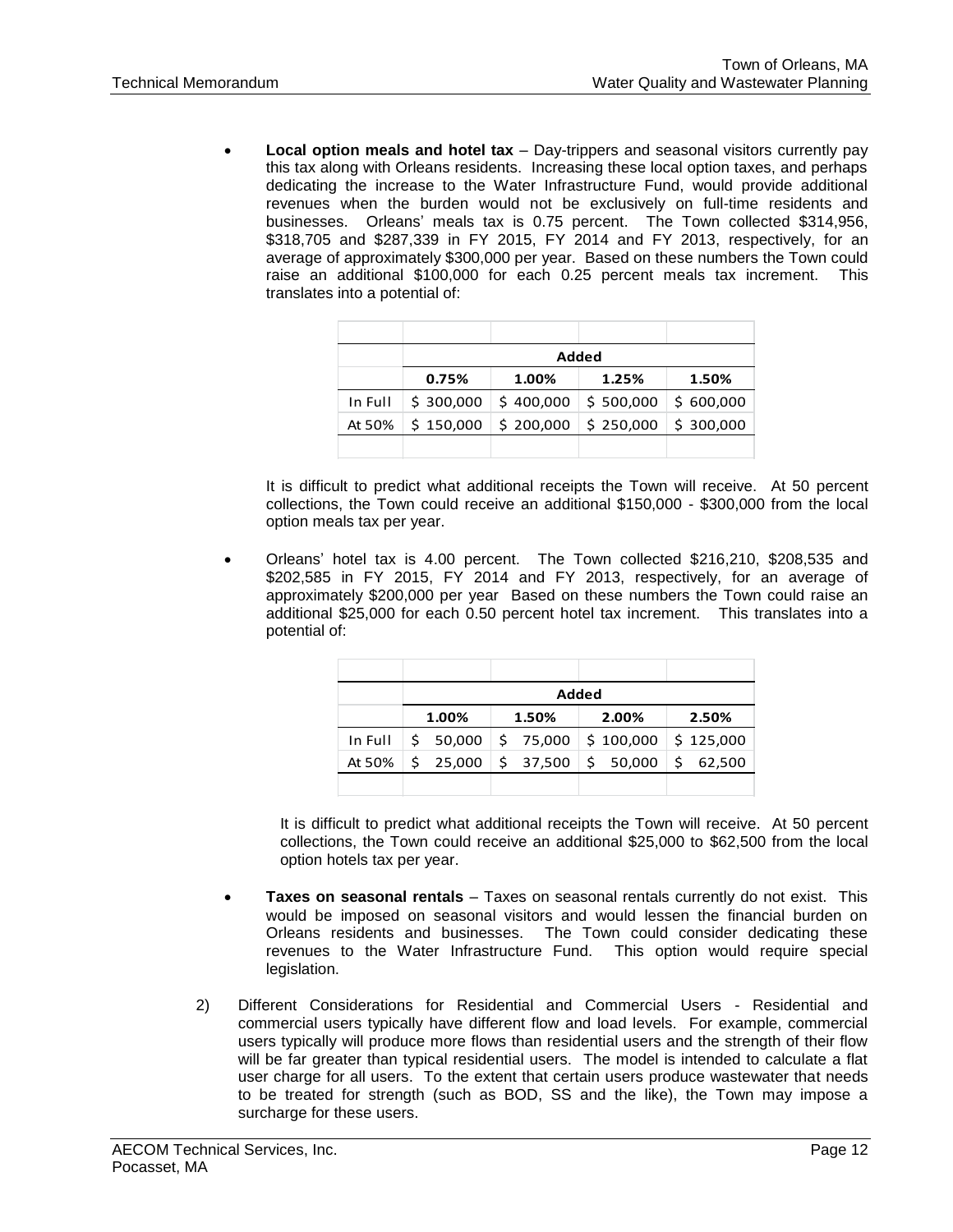- **Local option meals and hotel tax** – Day-trippers and seasonal visitors currently pay this tax along with Orleans residents. Increasing these local option taxes, and perhaps dedicating the increase to the Water Infrastructure Fund, would provide additional revenues when the burden would not be exclusively on full-time residents and businesses. Orleans' meals tax is 0.75 percent. The Town collected $314,956, $318,705 and $287,339 in FY 2015, FY 2014 and FY 2013, respectively, for an average of approximately $300,000 per year. Based on these numbers the Town could raise an additional $100,000 for each 0.25 percent meals tax increment. This translates into a potential of:

| | Added | | | |
|---|---|---|---|---|
| | 0.75% | 1.00% | 1.25% | 1.50% |
| In Full | $ 300,000 | $ 400,000 | $ 500,000 | $ 600,000 |
| At 50% | $ 150,000 | $ 200,000 | $ 250,000 | $ 300,000 |

It is difficult to predict what additional receipts the Town will receive. At 50 percent collections, the Town could receive an additional $150,000 - $300,000 from the local option meals tax per year.

- Orleans' hotel tax is 4.00 percent. The Town collected $216,210, $208,535 and $202,585 in FY 2015, FY 2014 and FY 2013, respectively, for an average of approximately $200,000 per year Based on these numbers the Town could raise an additional $25,000 for each 0.50 percent hotel tax increment. This translates into a potential of:

| | Added | | | |
|---|---|---|---|---|
| | 1.00% | 1.50% | 2.00% | 2.50% |
| In Full | $ 50,000 | $ 75,000 | $ 100,000 | $ 125,000 |
| At 50% | $ 25,000 | $ 37,500 | $ 50,000 | $ 62,500 |

It is difficult to predict what additional receipts the Town will receive. At 50 percent collections, the Town could receive an additional $25,000 to $62,500 from the local option hotels tax per year.

- **Taxes on seasonal rentals** – Taxes on seasonal rentals currently do not exist. This would be imposed on seasonal visitors and would lessen the financial burden on Orleans residents and businesses. The Town could consider dedicating these revenues to the Water Infrastructure Fund. This option would require special legislation.

2) Different Considerations for Residential and Commercial Users - Residential and commercial users typically have different flow and load levels. For example, commercial users typically will produce more flows than residential users and the strength of their flow will be far greater than typical residential users. The model is intended to calculate a flat user charge for all users. To the extent that certain users produce wastewater that needs to be treated for strength (such as BOD, SS and the like), the Town may impose a surcharge for these users.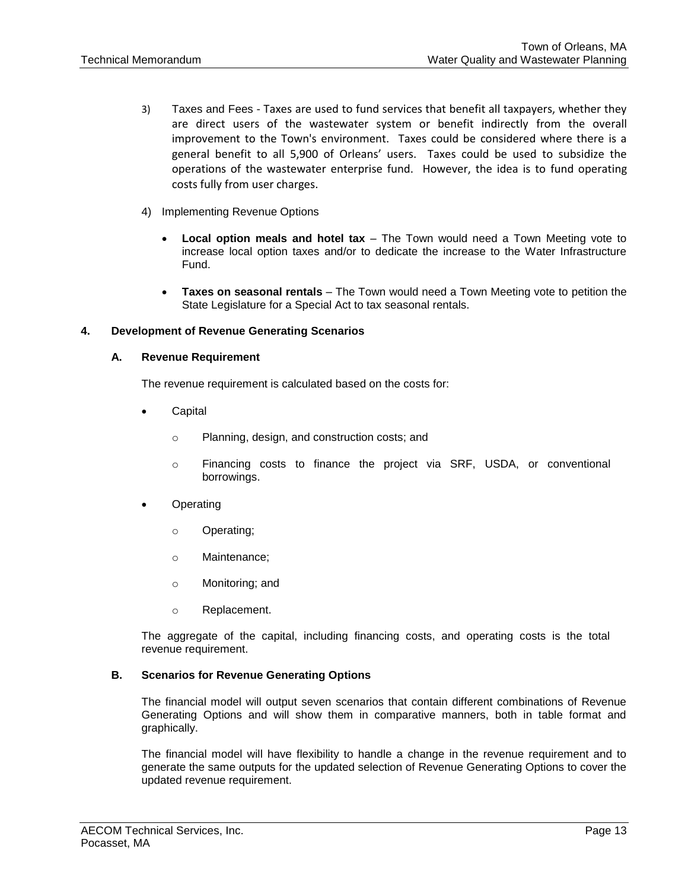3) Taxes and Fees - Taxes are used to fund services that benefit all taxpayers, whether they are direct users of the wastewater system or benefit indirectly from the overall improvement to the Town's environment. Taxes could be considered where there is a general benefit to all 5,900 of Orleans' users. Taxes could be used to subsidize the operations of the wastewater enterprise fund. However, the idea is to fund operating costs fully from user charges.

4) Implementing Revenue Options

- **Local option meals and hotel tax** – The Town would need a Town Meeting vote to increase local option taxes and/or to dedicate the increase to the Water Infrastructure Fund.
- **Taxes on seasonal rentals** – The Town would need a Town Meeting vote to petition the State Legislature for a Special Act to tax seasonal rentals.

## 4. Development of Revenue Generating Scenarios

### A. Revenue Requirement

The revenue requirement is calculated based on the costs for:

- Capital
  - Planning, design, and construction costs; and
  - Financing costs to finance the project via SRF, USDA, or conventional borrowings.
- Operating
  - Operating;
  - Maintenance;
  - Monitoring; and
  - Replacement.

The aggregate of the capital, including financing costs, and operating costs is the total revenue requirement.

### B. Scenarios for Revenue Generating Options

The financial model will output seven scenarios that contain different combinations of Revenue Generating Options and will show them in comparative manners, both in table format and graphically.

The financial model will have flexibility to handle a change in the revenue requirement and to generate the same outputs for the updated selection of Revenue Generating Options to cover the updated revenue requirement.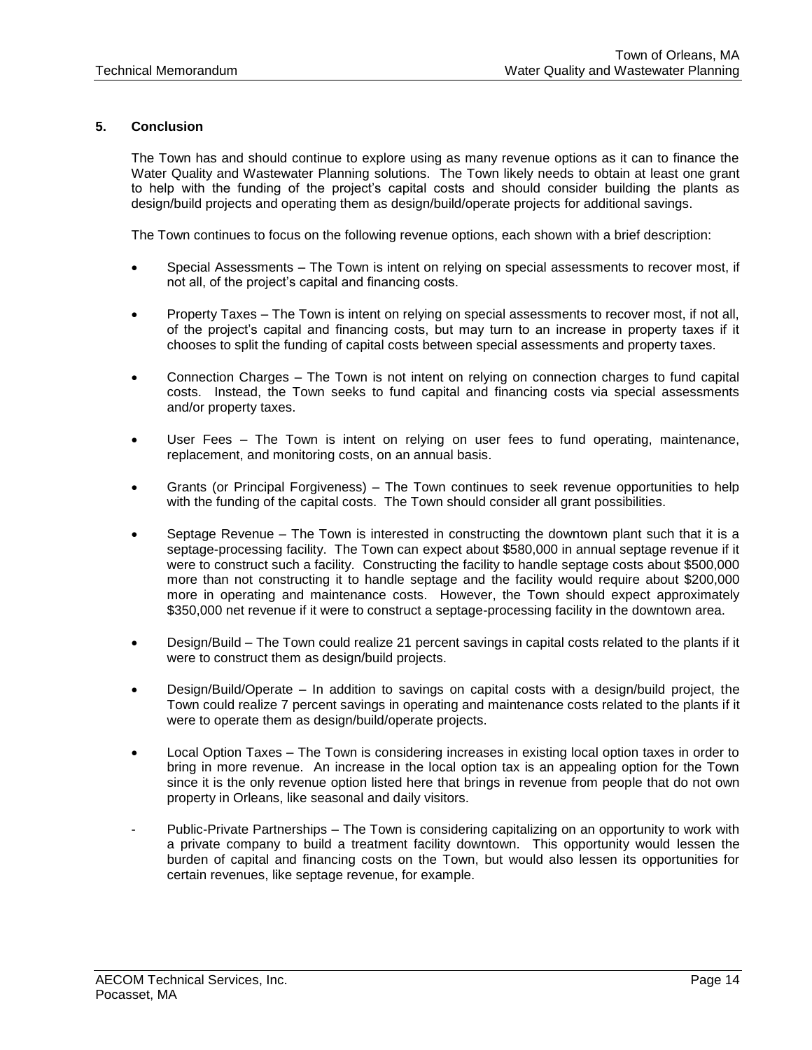## 5. Conclusion

The Town has and should continue to explore using as many revenue options as it can to finance the Water Quality and Wastewater Planning solutions. The Town likely needs to obtain at least one grant to help with the funding of the project's capital costs and should consider building the plants as design/build projects and operating them as design/build/operate projects for additional savings.

The Town continues to focus on the following revenue options, each shown with a brief description:

- Special Assessments – The Town is intent on relying on special assessments to recover most, if not all, of the project's capital and financing costs.
- Property Taxes – The Town is intent on relying on special assessments to recover most, if not all, of the project's capital and financing costs, but may turn to an increase in property taxes if it chooses to split the funding of capital costs between special assessments and property taxes.
- Connection Charges – The Town is not intent on relying on connection charges to fund capital costs. Instead, the Town seeks to fund capital and financing costs via special assessments and/or property taxes.
- User Fees – The Town is intent on relying on user fees to fund operating, maintenance, replacement, and monitoring costs, on an annual basis.
- Grants (or Principal Forgiveness) – The Town continues to seek revenue opportunities to help with the funding of the capital costs. The Town should consider all grant possibilities.
- Septage Revenue – The Town is interested in constructing the downtown plant such that it is a septage-processing facility. The Town can expect about $580,000 in annual septage revenue if it were to construct such a facility. Constructing the facility to handle septage costs about $500,000 more than not constructing it to handle septage and the facility would require about $200,000 more in operating and maintenance costs. However, the Town should expect approximately $350,000 net revenue if it were to construct a septage-processing facility in the downtown area.
- Design/Build – The Town could realize 21 percent savings in capital costs related to the plants if it were to construct them as design/build projects.
- Design/Build/Operate – In addition to savings on capital costs with a design/build project, the Town could realize 7 percent savings in operating and maintenance costs related to the plants if it were to operate them as design/build/operate projects.
- Local Option Taxes – The Town is considering increases in existing local option taxes in order to bring in more revenue. An increase in the local option tax is an appealing option for the Town since it is the only revenue option listed here that brings in revenue from people that do not own property in Orleans, like seasonal and daily visitors.
- Public-Private Partnerships – The Town is considering capitalizing on an opportunity to work with a private company to build a treatment facility downtown. This opportunity would lessen the burden of capital and financing costs on the Town, but would also lessen its opportunities for certain revenues, like septage revenue, for example.